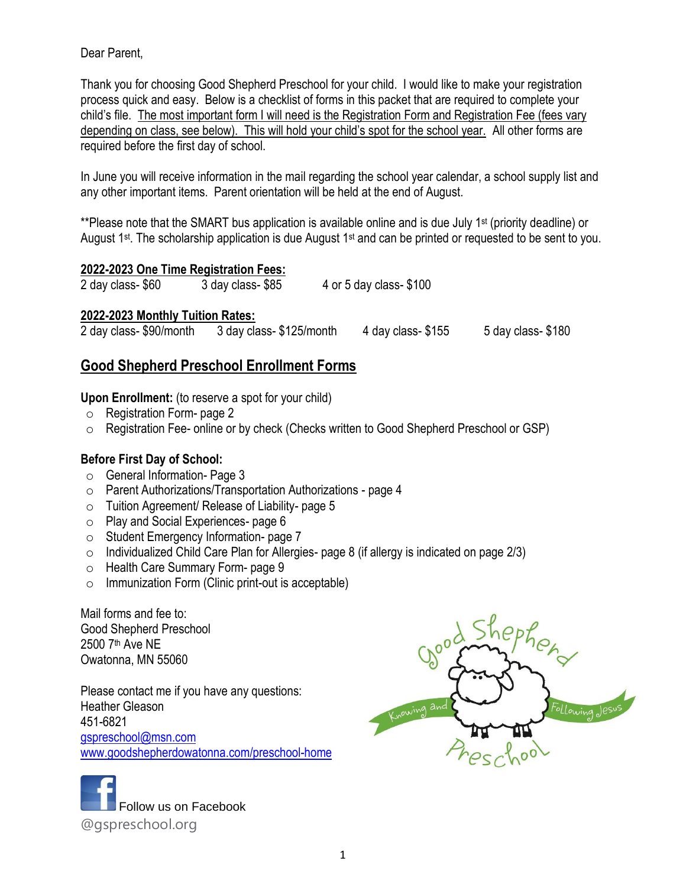Dear Parent,

Thank you for choosing Good Shepherd Preschool for your child. I would like to make your registration process quick and easy. Below is a checklist of forms in this packet that are required to complete your child's file. The most important form I will need is the Registration Form and Registration Fee (fees vary depending on class, see below). This will hold your child's spot for the school year. All other forms are required before the first day of school.

In June you will receive information in the mail regarding the school year calendar, a school supply list and any other important items. Parent orientation will be held at the end of August.

**Please note that the SMART bus application is available online and is due July 1st (priority deadline) or August 1st. The scholarship application is due August 1st and can be printed or requested to be sent to you.

**2022-2023 One Time Registration Fees:**

2 day class- $60 3 day class- $85 4 or 5 day class- $100

**2022-2023 Monthly Tuition Rates:**

2 day class- $90/month 3 day class- $125/month 4 day class- $155 5 day class- $180

## Good Shepherd Preschool Enrollment Forms

**Upon Enrollment:** (to reserve a spot for your child)

- Registration Form- page 2
- Registration Fee- online or by check (Checks written to Good Shepherd Preschool or GSP)

**Before First Day of School:**

- General Information- Page 3
- Parent Authorizations/Transportation Authorizations - page 4
- Tuition Agreement/ Release of Liability- page 5
- Play and Social Experiences- page 6
- Student Emergency Information- page 7
- Individualized Child Care Plan for Allergies- page 8 (if allergy is indicated on page 2/3)
- Health Care Summary Form- page 9
- Immunization Form (Clinic print-out is acceptable)

Mail forms and fee to:
Good Shepherd Preschool
2500 7th Ave NE
Owatonna, MN 55060

Please contact me if you have any questions:
Heather Gleason
451-6821
gspreschool@msn.com
www.goodshepherdowatonna.com/preschool-home

Good Shepherd Preschool — Knowing and Following Jesus

Follow us on Facebook
@gspreschool.org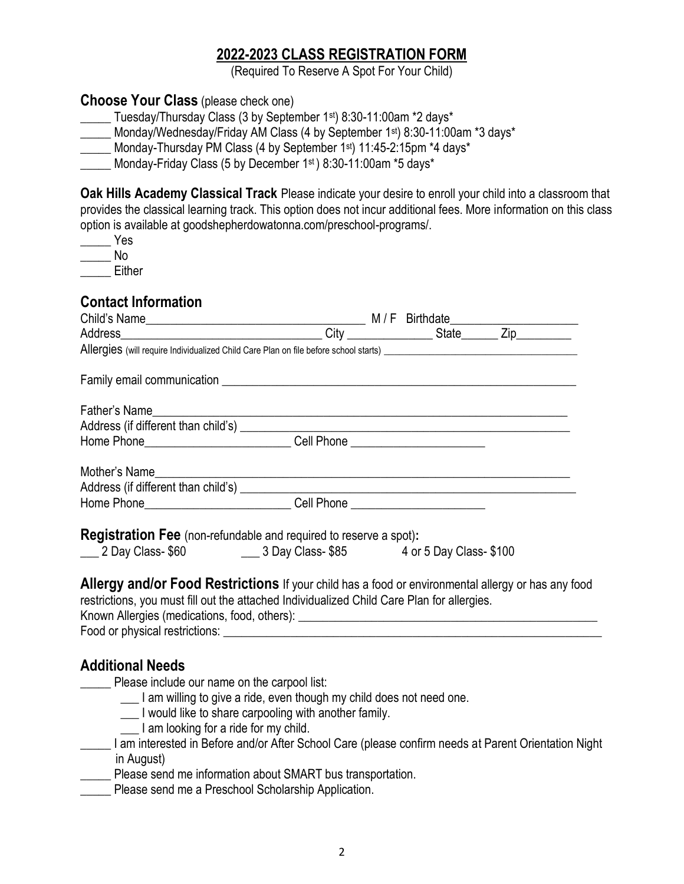## 2022-2023 CLASS REGISTRATION FORM

(Required To Reserve A Spot For Your Child)

### Choose Your Class (please check one)

_____ Tuesday/Thursday Class (3 by September 1st) 8:30-11:00am *2 days*
_____ Monday/Wednesday/Friday AM Class (4 by September 1st) 8:30-11:00am *3 days*
_____ Monday-Thursday PM Class (4 by September 1st) 11:45-2:15pm *4 days*
_____ Monday-Friday Class (5 by December 1st ) 8:30-11:00am *5 days*

**Oak Hills Academy Classical Track** Please indicate your desire to enroll your child into a classroom that provides the classical learning track. This option does not incur additional fees. More information on this class option is available at goodshepherdowatonna.com/preschool-programs/.

_____ Yes
_____ No
_____ Either

### Contact Information

Child's Name___________________________________ M / F Birthdate____________________
Address________________________________ City _____________ State______ Zip_________
Allergies (will require Individualized Child Care Plan on file before school starts) ____________________________________

Family email communication _________________________________________________________

Father's Name_________________________________________________________________
Address (if different than child's) ______________________________________________________
Home Phone_______________________ Cell Phone _____________________

Mother's Name________________________________________________________________
Address (if different than child's) ______________________________________________________
Home Phone_______________________ Cell Phone _____________________

**Registration Fee** (non-refundable and required to reserve a spot)**:**

___ 2 Day Class- $60 ___ 3 Day Class- $85 4 or 5 Day Class- $100

**Allergy and/or Food Restrictions** If your child has a food or environmental allergy or has any food restrictions, you must fill out the attached Individualized Child Care Plan for allergies.

Known Allergies (medications, food, others): ________________________________________________
Food or physical restrictions: __________________________________________________________

### Additional Needs

_____ Please include our name on the carpool list:
- ___ I am willing to give a ride, even though my child does not need one.
- ___ I would like to share carpooling with another family.
- ___ I am looking for a ride for my child.

_____ I am interested in Before and/or After School Care (please confirm needs at Parent Orientation Night in August)
_____ Please send me information about SMART bus transportation.
_____ Please send me a Preschool Scholarship Application.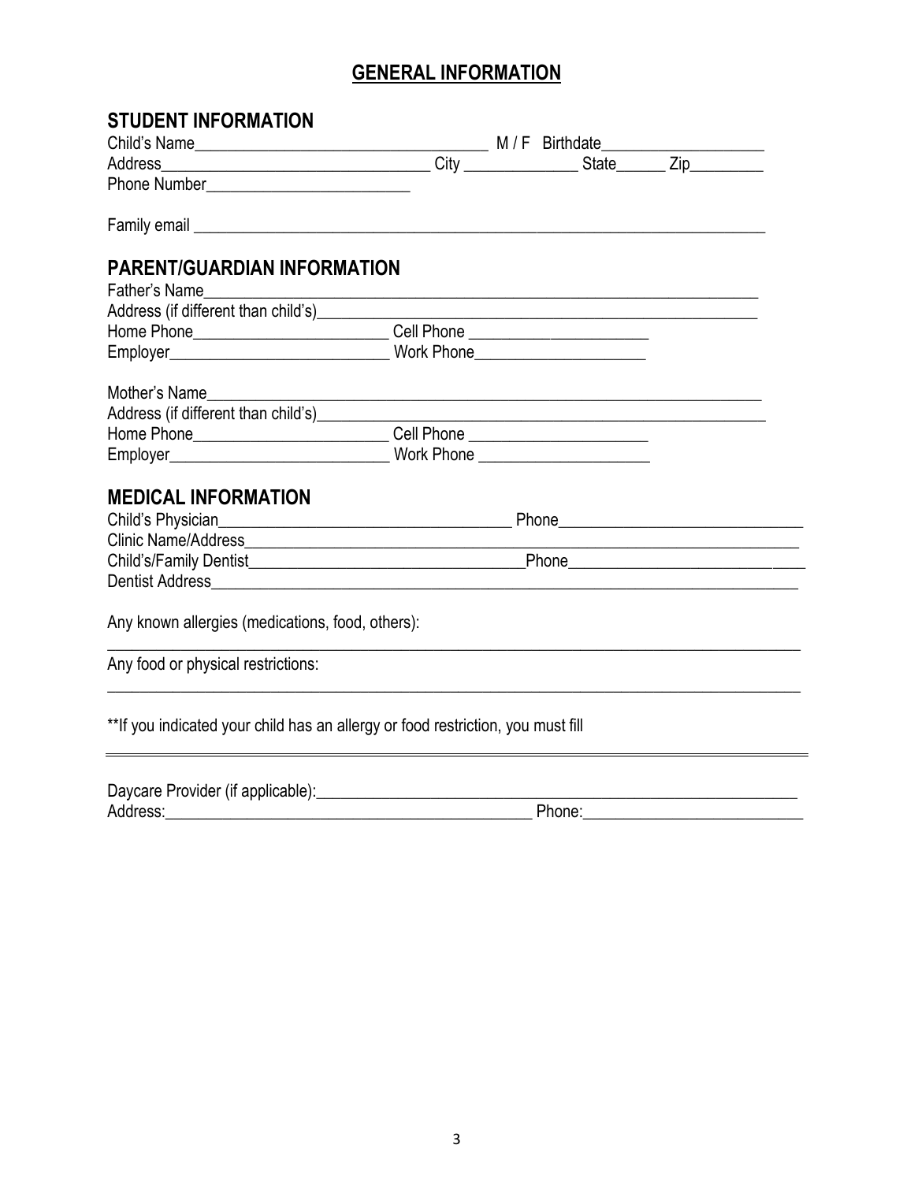# GENERAL INFORMATION

## STUDENT INFORMATION

Child's Name___________________________________ M / F Birthdate___________________

Address________________________________ City _____________ State______ Zip_________

Phone Number________________________

Family email _____________________________________________________________________

## PARENT/GUARDIAN INFORMATION

Father's Name_____________________________________________________________________

Address (if different than child's)_____________________________________________________

Home Phone______________________ Cell Phone _____________________

Employer_________________________ Work Phone____________________

Mother's Name_____________________________________________________________________

Address (if different than child's)_____________________________________________________

Home Phone______________________ Cell Phone _____________________

Employer_________________________ Work Phone ____________________

## MEDICAL INFORMATION

Child's Physician__________________________________ Phone_____________________________

Clinic Name/Address_________________________________________________________________

Child's/Family Dentist_______________________________Phone__________________________

Dentist Address______________________________________________________________________

Any known allergies (medications, food, others):

_____________________________________________________________________________________

Any food or physical restrictions:

_____________________________________________________________________________________

**If you indicated your child has an allergy or food restriction, you must fill

---

Daycare Provider (if applicable):_____________________________________________________

Address:____________________________________________ Phone:__________________________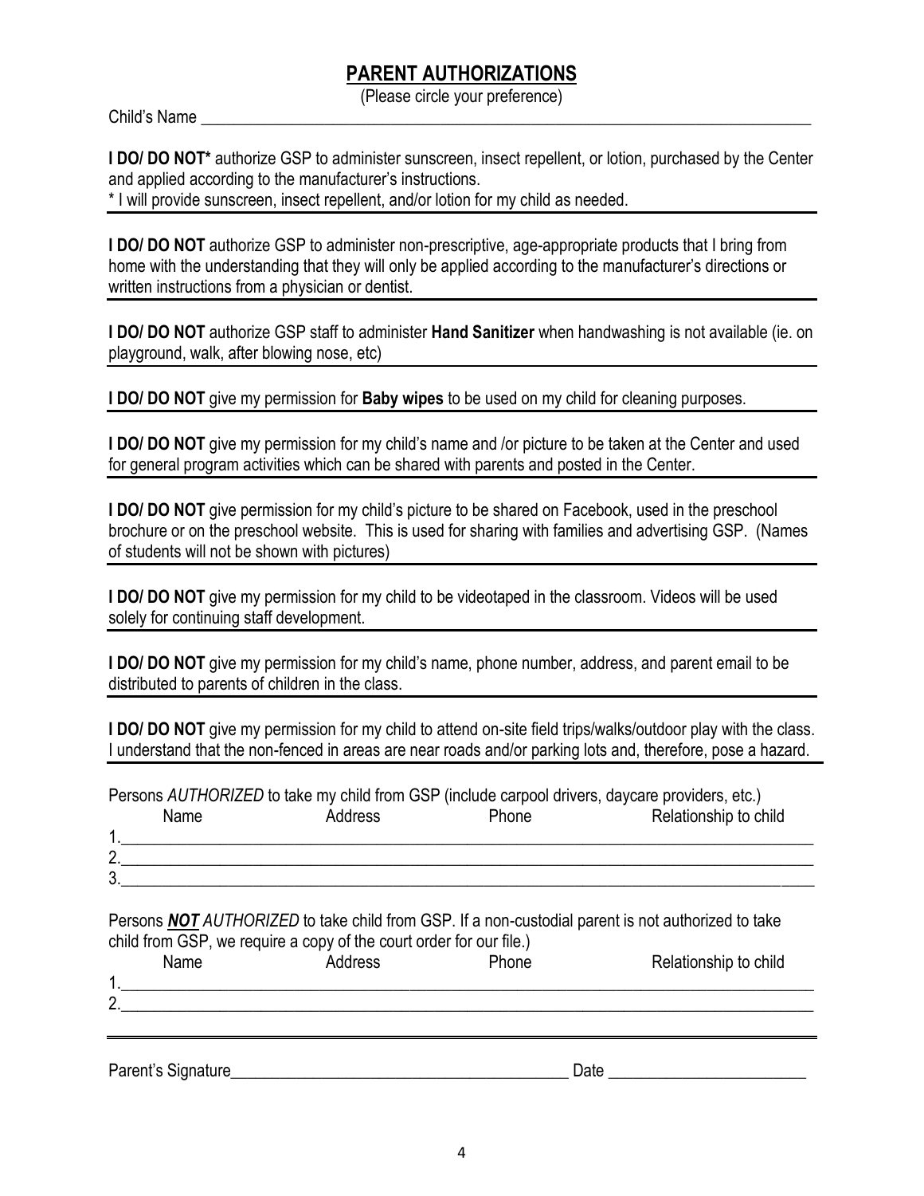## PARENT AUTHORIZATIONS

(Please circle your preference)

Child's Name ______________________________________________________________________________

**I DO/ DO NOT*** authorize GSP to administer sunscreen, insect repellent, or lotion, purchased by the Center and applied according to the manufacturer's instructions.
* I will provide sunscreen, insect repellent, and/or lotion for my child as needed.

**I DO/ DO NOT** authorize GSP to administer non-prescriptive, age-appropriate products that I bring from home with the understanding that they will only be applied according to the manufacturer's directions or written instructions from a physician or dentist.

**I DO/ DO NOT** authorize GSP staff to administer **Hand Sanitizer** when handwashing is not available (ie. on playground, walk, after blowing nose, etc)

**I DO/ DO NOT** give my permission for **Baby wipes** to be used on my child for cleaning purposes.

**I DO/ DO NOT** give my permission for my child's name and /or picture to be taken at the Center and used for general program activities which can be shared with parents and posted in the Center.

**I DO/ DO NOT** give permission for my child's picture to be shared on Facebook, used in the preschool brochure or on the preschool website. This is used for sharing with families and advertising GSP. (Names of students will not be shown with pictures)

**I DO/ DO NOT** give my permission for my child to be videotaped in the classroom. Videos will be used solely for continuing staff development.

**I DO/ DO NOT** give my permission for my child's name, phone number, address, and parent email to be distributed to parents of children in the class.

**I DO/ DO NOT** give my permission for my child to attend on-site field trips/walks/outdoor play with the class. I understand that the non-fenced in areas are near roads and/or parking lots and, therefore, pose a hazard.

Persons *AUTHORIZED* to take my child from GSP (include carpool drivers, daycare providers, etc.)

| Name | Address | Phone | Relationship to child |
|---|---|---|---|
| 1. | | | |
| 2. | | | |
| 3. | | | |

Persons ***NOT*** *AUTHORIZED* to take child from GSP. If a non-custodial parent is not authorized to take child from GSP, we require a copy of the court order for our file.)

| Name | Address | Phone | Relationship to child |
|---|---|---|---|
| 1. | | | |
| 2. | | | |

Parent's Signature__________________________________________ Date ________________________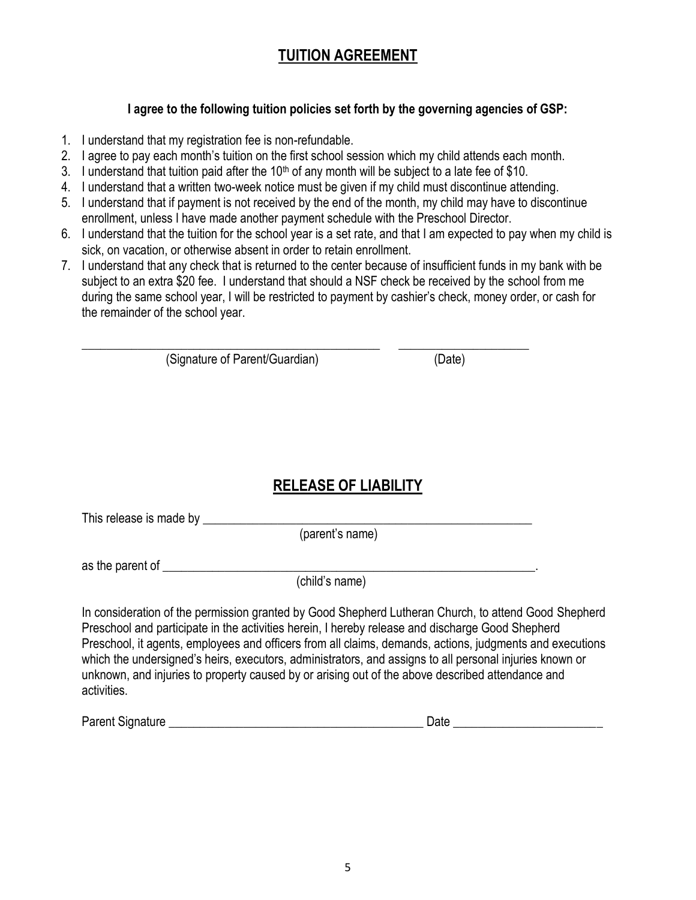# <u>TUITION AGREEMENT</u>

**I agree to the following tuition policies set forth by the governing agencies of GSP:**

1. I understand that my registration fee is non-refundable.
2. I agree to pay each month's tuition on the first school session which my child attends each month.
3. I understand that tuition paid after the 10th of any month will be subject to a late fee of $10.
4. I understand that a written two-week notice must be given if my child must discontinue attending.
5. I understand that if payment is not received by the end of the month, my child may have to discontinue enrollment, unless I have made another payment schedule with the Preschool Director.
6. I understand that the tuition for the school year is a set rate, and that I am expected to pay when my child is sick, on vacation, or otherwise absent in order to retain enrollment.
7. I understand that any check that is returned to the center because of insufficient funds in my bank with be subject to an extra $20 fee. I understand that should a NSF check be received by the school from me during the same school year, I will be restricted to payment by cashier's check, money order, or cash for the remainder of the school year.

\_\_\_\_\_\_\_\_\_\_\_\_\_\_\_\_\_\_\_\_\_\_\_\_\_\_\_\_\_\_\_\_\_\_\_\_\_\_\_\_\_\_\_\_\_ \_\_\_\_\_\_\_\_\_\_\_\_\_\_\_\_\_\_\_\_
(Signature of Parent/Guardian) (Date)

# <u>RELEASE OF LIABILITY</u>

This release is made by \_\_\_\_\_\_\_\_\_\_\_\_\_\_\_\_\_\_\_\_\_\_\_\_\_\_\_\_\_\_\_\_\_\_\_\_\_\_\_\_\_\_\_\_\_\_\_\_
(parent's name)

as the parent of \_\_\_\_\_\_\_\_\_\_\_\_\_\_\_\_\_\_\_\_\_\_\_\_\_\_\_\_\_\_\_\_\_\_\_\_\_\_\_\_\_\_\_\_\_\_\_\_\_\_\_\_\_\_\_.
(child's name)

In consideration of the permission granted by Good Shepherd Lutheran Church, to attend Good Shepherd Preschool and participate in the activities herein, I hereby release and discharge Good Shepherd Preschool, it agents, employees and officers from all claims, demands, actions, judgments and executions which the undersigned's heirs, executors, administrators, and assigns to all personal injuries known or unknown, and injuries to property caused by or arising out of the above described attendance and activities.

Parent Signature \_\_\_\_\_\_\_\_\_\_\_\_\_\_\_\_\_\_\_\_\_\_\_\_\_\_\_\_\_\_\_\_\_\_\_\_\_\_\_\_ Date \_\_\_\_\_\_\_\_\_\_\_\_\_\_\_\_\_\_\_\_\_\_\_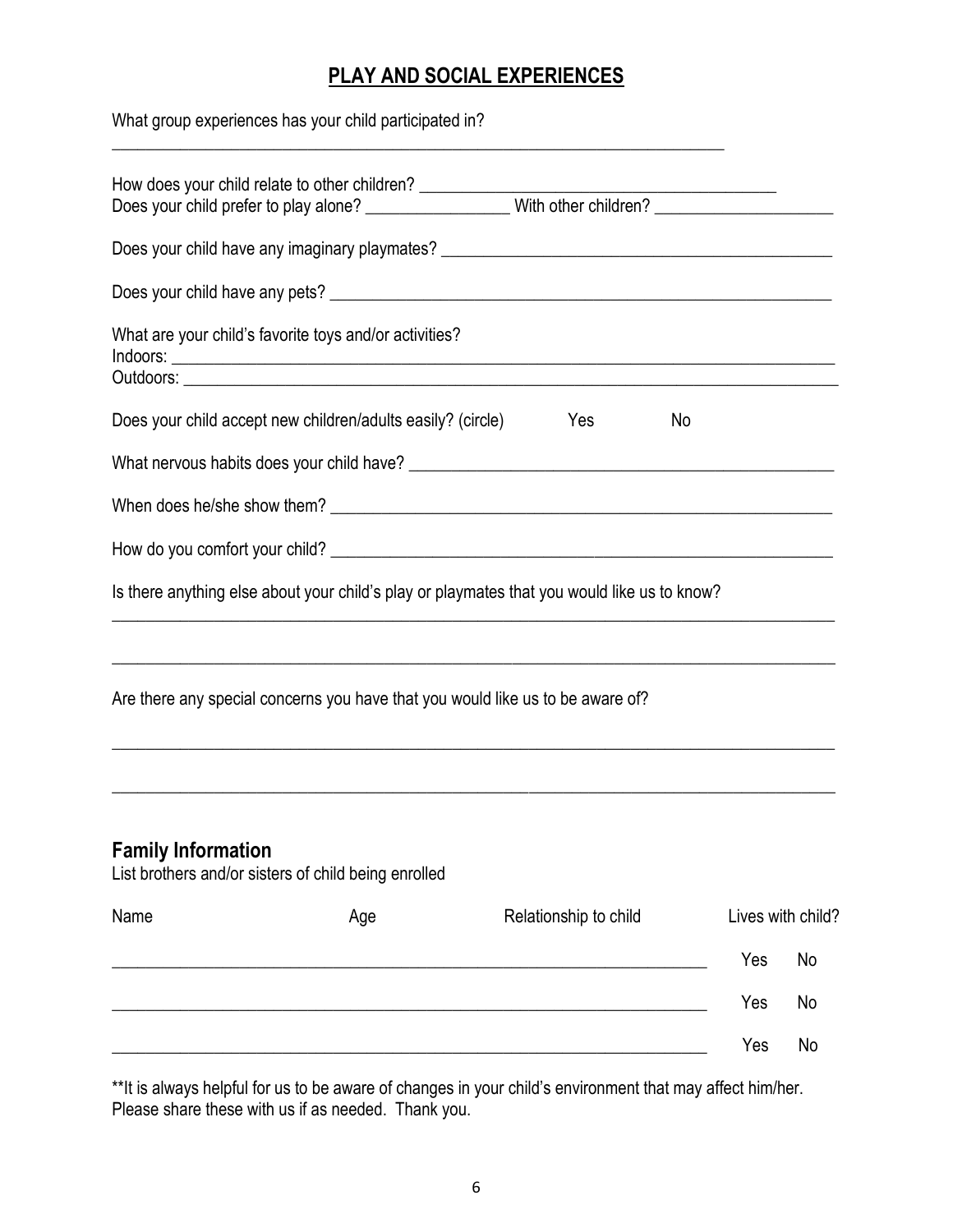## PLAY AND SOCIAL EXPERIENCES

What group experiences has your child participated in?

_______________________________________________________________________________

How does your child relate to other children? _____________________________________________

Does your child prefer to play alone? ________________ With other children? ____________________

Does your child have any imaginary playmates? ____________________________________________

Does your child have any pets? _______________________________________________________

What are your child's favorite toys and/or activities?

Indoors: ____________________________________________________________________________

Outdoors: ___________________________________________________________________________

Does your child accept new children/adults easily? (circle)     Yes     No

What nervous habits does your child have? _______________________________________________

When does he/she show them? _________________________________________________________

How do you comfort your child? ________________________________________________________

Is there anything else about your child's play or playmates that you would like us to know?

_______________________________________________________________________________

_______________________________________________________________________________

Are there any special concerns you have that you would like us to be aware of?

_______________________________________________________________________________

_______________________________________________________________________________

### Family Information

List brothers and/or sisters of child being enrolled

| Name | Age | Relationship to child | Lives with child? |
| --- | --- | --- | --- |
| | | | Yes No |
| | | | Yes No |
| | | | Yes No |

**It is always helpful for us to be aware of changes in your child's environment that may affect him/her. Please share these with us if as needed. Thank you.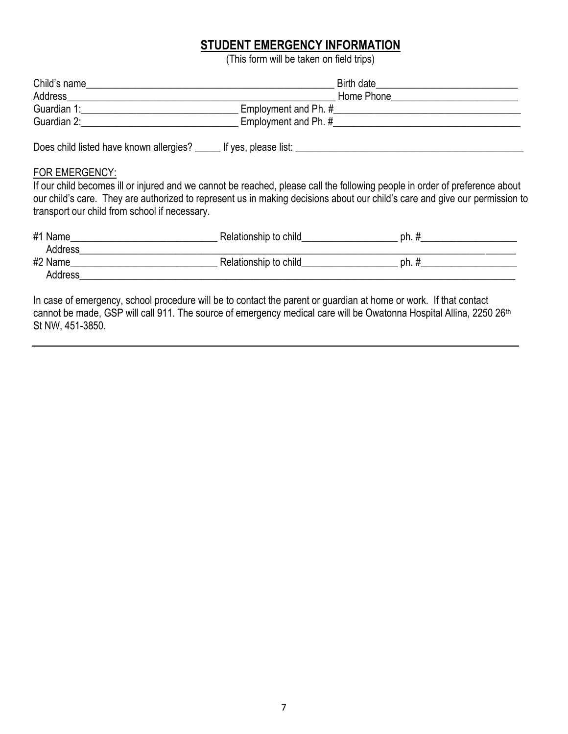## STUDENT EMERGENCY INFORMATION

(This form will be taken on field trips)

Child's name_______________________________________________ Birth date___________________________
Address___________________________________________________ Home Phone________________________
Guardian 1:______________________________ Employment and Ph. #____________________________________
Guardian 2:______________________________ Employment and Ph. #____________________________________

Does child listed have known allergies? _____ If yes, please list: ______________________________________________

FOR EMERGENCY:

If our child becomes ill or injured and we cannot be reached, please call the following people in order of preference about our child's care. They are authorized to represent us in making decisions about our child's care and give our permission to transport our child from school if necessary.

#1 Name_____________________________ Relationship to child___________________ ph. #___________________
Address_____________________________________________________________________________________
#2 Name_____________________________ Relationship to child___________________ ph. #___________________
Address_____________________________________________________________________________________

In case of emergency, school procedure will be to contact the parent or guardian at home or work. If that contact cannot be made, GSP will call 911. The source of emergency medical care will be Owatonna Hospital Allina, 2250 26th St NW, 451-3850.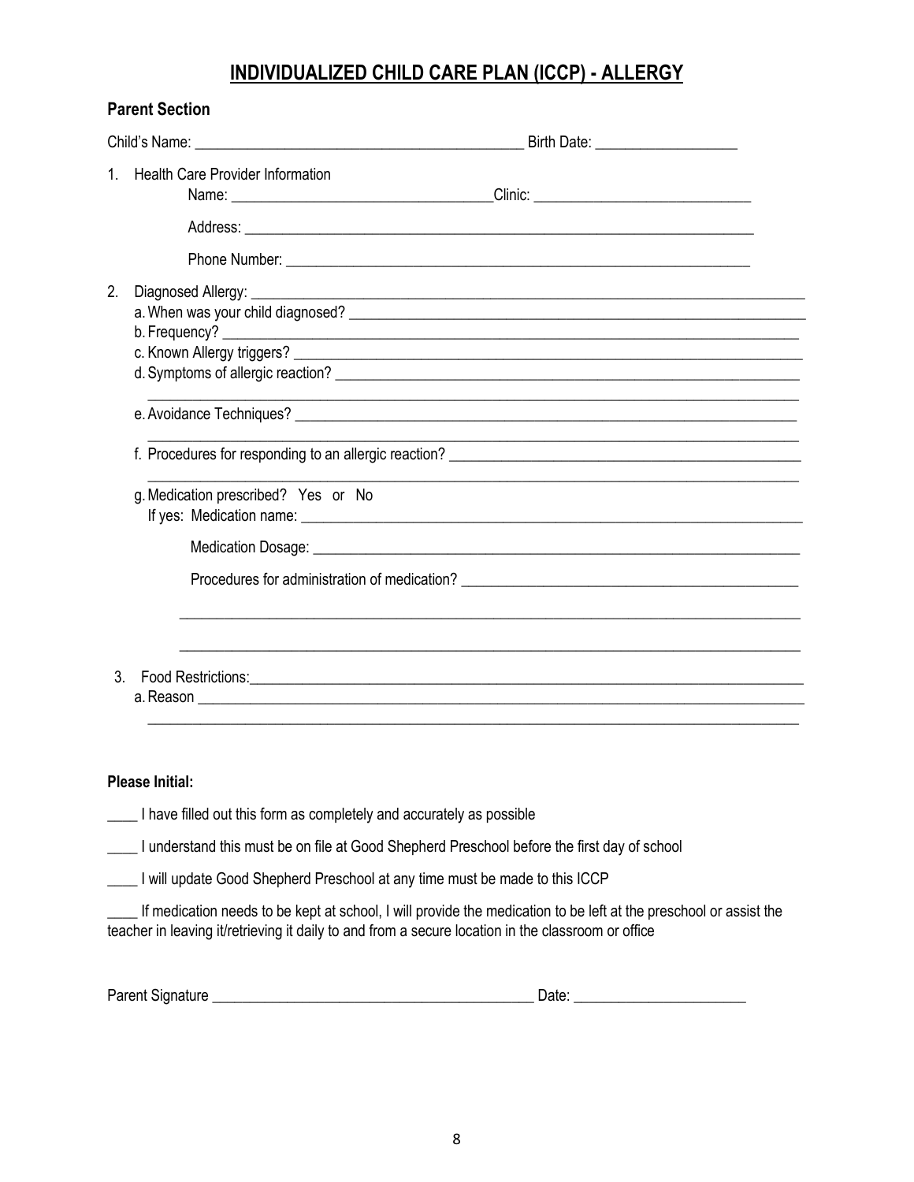# INDIVIDUALIZED CHILD CARE PLAN (ICCP) - ALLERGY

## Parent Section

Child's Name: ____________________________________________ Birth Date: ___________________

1. Health Care Provider Information

   Name: ___________________________________Clinic: _____________________________

   Address: _____________________________________________________________________

   Phone Number: _________________________________________________________________

2. Diagnosed Allergy: ________________________________________________________________________

   a. When was your child diagnosed? ____________________________________________________________

   b. Frequency? _________________________________________________________________________

   c. Known Allergy triggers? _________________________________________________________________

   d. Symptoms of allergic reaction? ___________________________________________________________

   ___________________________________________________________________________________

   e. Avoidance Techniques? ___________________________________________________________________

   ___________________________________________________________________________________

   f. Procedures for responding to an allergic reaction? _______________________________________________

   ___________________________________________________________________________________

   g. Medication prescribed? Yes or No

   If yes: Medication name: ___________________________________________________________________

   Medication Dosage: _____________________________________________________________________

   Procedures for administration of medication? ___________________________________________

   ___________________________________________________________________________________

   ___________________________________________________________________________________

3. Food Restrictions:_____________________________________________________________________________

   a. Reason _________________________________________________________________________________

   ___________________________________________________________________________________

**Please Initial:**

____ I have filled out this form as completely and accurately as possible

____ I understand this must be on file at Good Shepherd Preschool before the first day of school

____ I will update Good Shepherd Preschool at any time must be made to this ICCP

____ If medication needs to be kept at school, I will provide the medication to be left at the preschool or assist the teacher in leaving it/retrieving it daily to and from a secure location in the classroom or office

Parent Signature ___________________________________________ Date: _______________________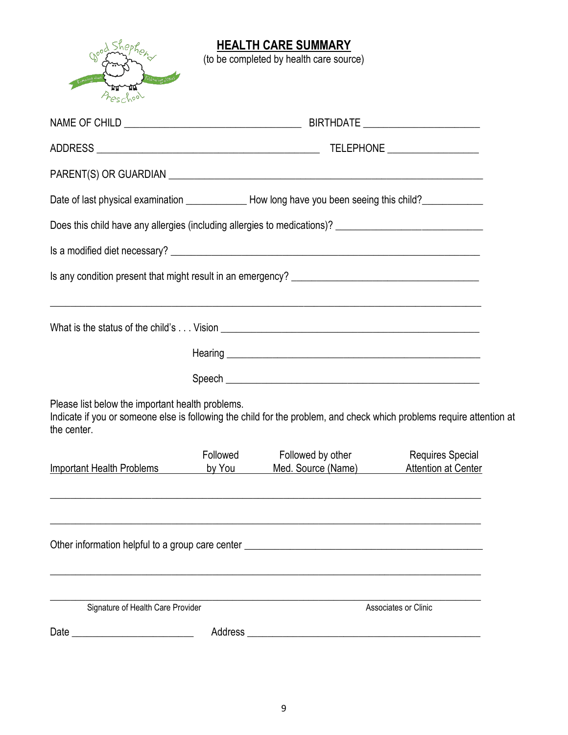# HEALTH CARE SUMMARY

(to be completed by health care source)

NAME OF CHILD ________________________________ BIRTHDATE ____________________

ADDRESS ________________________________________ TELEPHONE ________________

PARENT(S) OR GUARDIAN ________________________________________________________

Date of last physical examination ___________ How long have you been seeing this child?___________

Does this child have any allergies (including allergies to medications)? _________________________

Is a modified diet necessary? ________________________________________________________

Is any condition present that might result in an emergency? _________________________________

______________________________________________________________________________

What is the status of the child's . . . Vision _______________________________________________

Hearing _______________________________________________

Speech _______________________________________________

Please list below the important health problems.
Indicate if you or someone else is following the child for the problem, and check which problems require attention at the center.

| Important Health Problems | Followed by You | Followed by other Med. Source (Name) | Requires Special Attention at Center |
|---|---|---|---|
| | | | |
| | | | |

Other information helpful to a group care center ___________________________________________

______________________________________________________________________________

______________________________________________________________________________

Signature of Health Care Provider — Associates or Clinic

Date ______________________ Address ___________________________________________